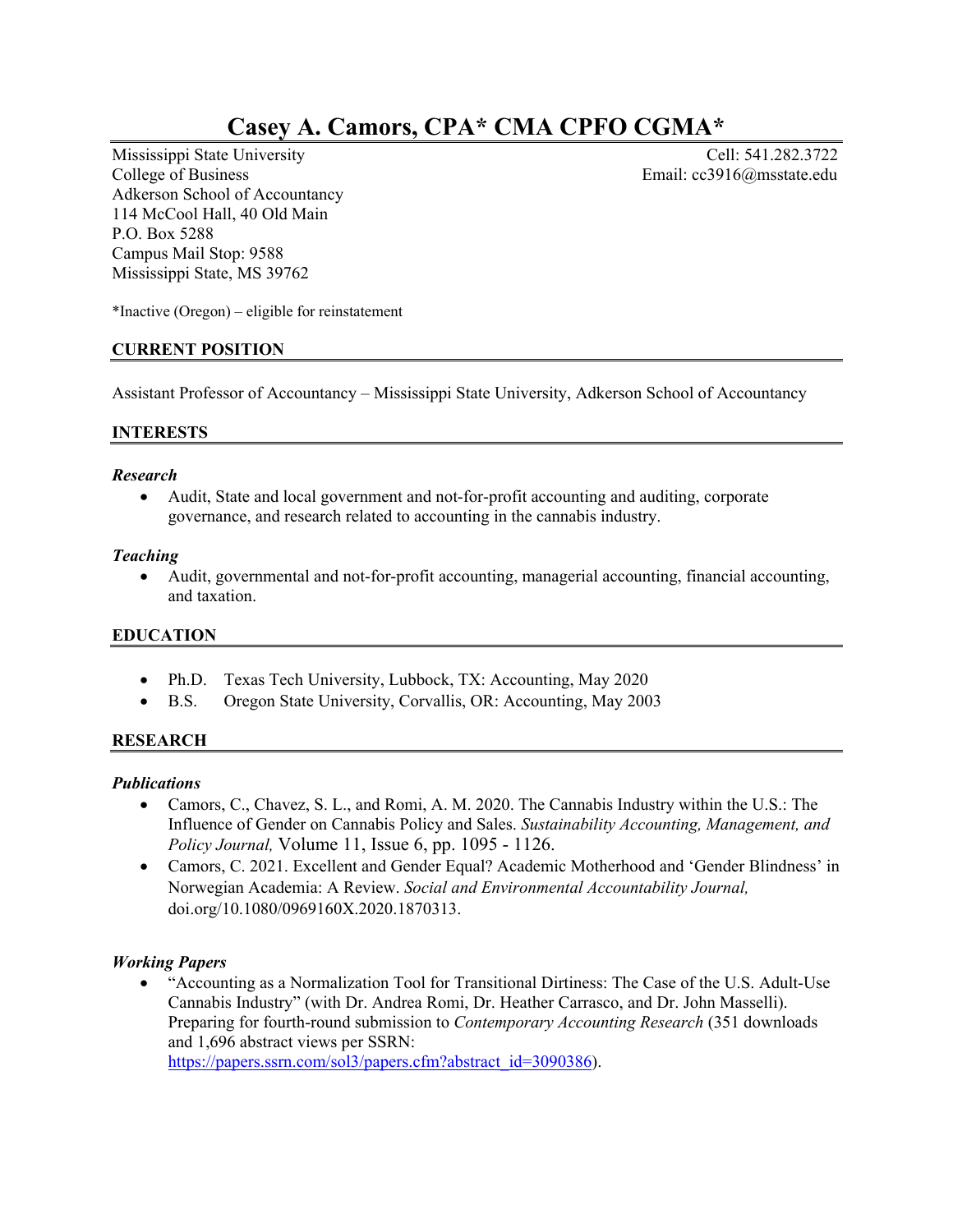# Casey A. Camors, CPA* CMA CPFO CGMA*

Mississippi State University
College of Business
Adkerson School of Accountancy
114 McCool Hall, 40 Old Main
P.O. Box 5288
Campus Mail Stop: 9588
Mississippi State, MS 39762

Cell: 541.282.3722
Email: cc3916@msstate.edu

*Inactive (Oregon) – eligible for reinstatement

## CURRENT POSITION

Assistant Professor of Accountancy – Mississippi State University, Adkerson School of Accountancy

## INTERESTS

### *Research*

- Audit, State and local government and not-for-profit accounting and auditing, corporate governance, and research related to accounting in the cannabis industry.

### *Teaching*

- Audit, governmental and not-for-profit accounting, managerial accounting, financial accounting, and taxation.

## EDUCATION

- Ph.D. Texas Tech University, Lubbock, TX: Accounting, May 2020
- B.S. Oregon State University, Corvallis, OR: Accounting, May 2003

## RESEARCH

### *Publications*

- Camors, C., Chavez, S. L., and Romi, A. M. 2020. The Cannabis Industry within the U.S.: The Influence of Gender on Cannabis Policy and Sales. *Sustainability Accounting, Management, and Policy Journal,* Volume 11, Issue 6, pp. 1095 - 1126.
- Camors, C. 2021. Excellent and Gender Equal? Academic Motherhood and 'Gender Blindness' in Norwegian Academia: A Review. *Social and Environmental Accountability Journal,* doi.org/10.1080/0969160X.2020.1870313.

### *Working Papers*

- "Accounting as a Normalization Tool for Transitional Dirtiness: The Case of the U.S. Adult-Use Cannabis Industry" (with Dr. Andrea Romi, Dr. Heather Carrasco, and Dr. John Masselli). Preparing for fourth-round submission to *Contemporary Accounting Research* (351 downloads and 1,696 abstract views per SSRN: https://papers.ssrn.com/sol3/papers.cfm?abstract_id=3090386).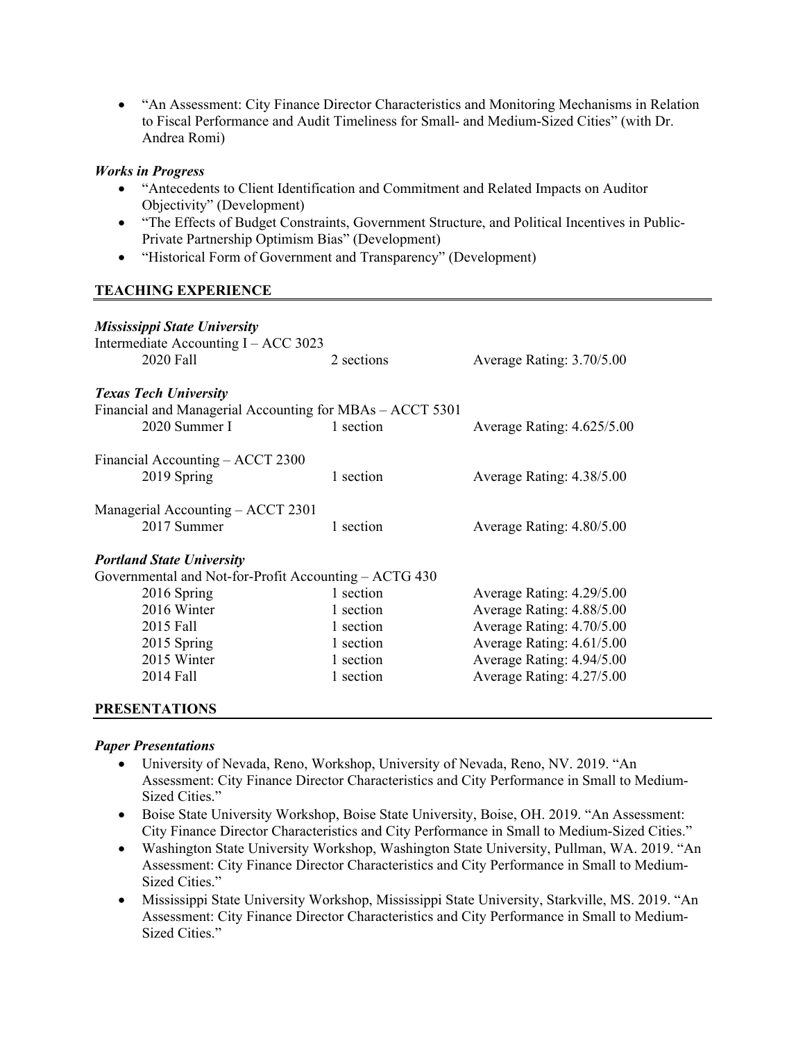- "An Assessment: City Finance Director Characteristics and Monitoring Mechanisms in Relation to Fiscal Performance and Audit Timeliness for Small- and Medium-Sized Cities" (with Dr. Andrea Romi)

***Works in Progress***

- "Antecedents to Client Identification and Commitment and Related Impacts on Auditor Objectivity" (Development)
- "The Effects of Budget Constraints, Government Structure, and Political Incentives in Public-Private Partnership Optimism Bias" (Development)
- "Historical Form of Government and Transparency" (Development)

## TEACHING EXPERIENCE

***Mississippi State University***

Intermediate Accounting I – ACC 3023

| | | |
|---|---|---|
| 2020 Fall | 2 sections | Average Rating: 3.70/5.00 |

***Texas Tech University***

Financial and Managerial Accounting for MBAs – ACCT 5301

| | | |
|---|---|---|
| 2020 Summer I | 1 section | Average Rating: 4.625/5.00 |

Financial Accounting – ACCT 2300

| | | |
|---|---|---|
| 2019 Spring | 1 section | Average Rating: 4.38/5.00 |

Managerial Accounting – ACCT 2301

| | | |
|---|---|---|
| 2017 Summer | 1 section | Average Rating: 4.80/5.00 |

***Portland State University***

Governmental and Not-for-Profit Accounting – ACTG 430

| | | |
|---|---|---|
| 2016 Spring | 1 section | Average Rating: 4.29/5.00 |
| 2016 Winter | 1 section | Average Rating: 4.88/5.00 |
| 2015 Fall | 1 section | Average Rating: 4.70/5.00 |
| 2015 Spring | 1 section | Average Rating: 4.61/5.00 |
| 2015 Winter | 1 section | Average Rating: 4.94/5.00 |
| 2014 Fall | 1 section | Average Rating: 4.27/5.00 |

## PRESENTATIONS

***Paper Presentations***

- University of Nevada, Reno, Workshop, University of Nevada, Reno, NV. 2019. "An Assessment: City Finance Director Characteristics and City Performance in Small to Medium-Sized Cities."
- Boise State University Workshop, Boise State University, Boise, OH. 2019. "An Assessment: City Finance Director Characteristics and City Performance in Small to Medium-Sized Cities."
- Washington State University Workshop, Washington State University, Pullman, WA. 2019. "An Assessment: City Finance Director Characteristics and City Performance in Small to Medium-Sized Cities."
- Mississippi State University Workshop, Mississippi State University, Starkville, MS. 2019. "An Assessment: City Finance Director Characteristics and City Performance in Small to Medium-Sized Cities."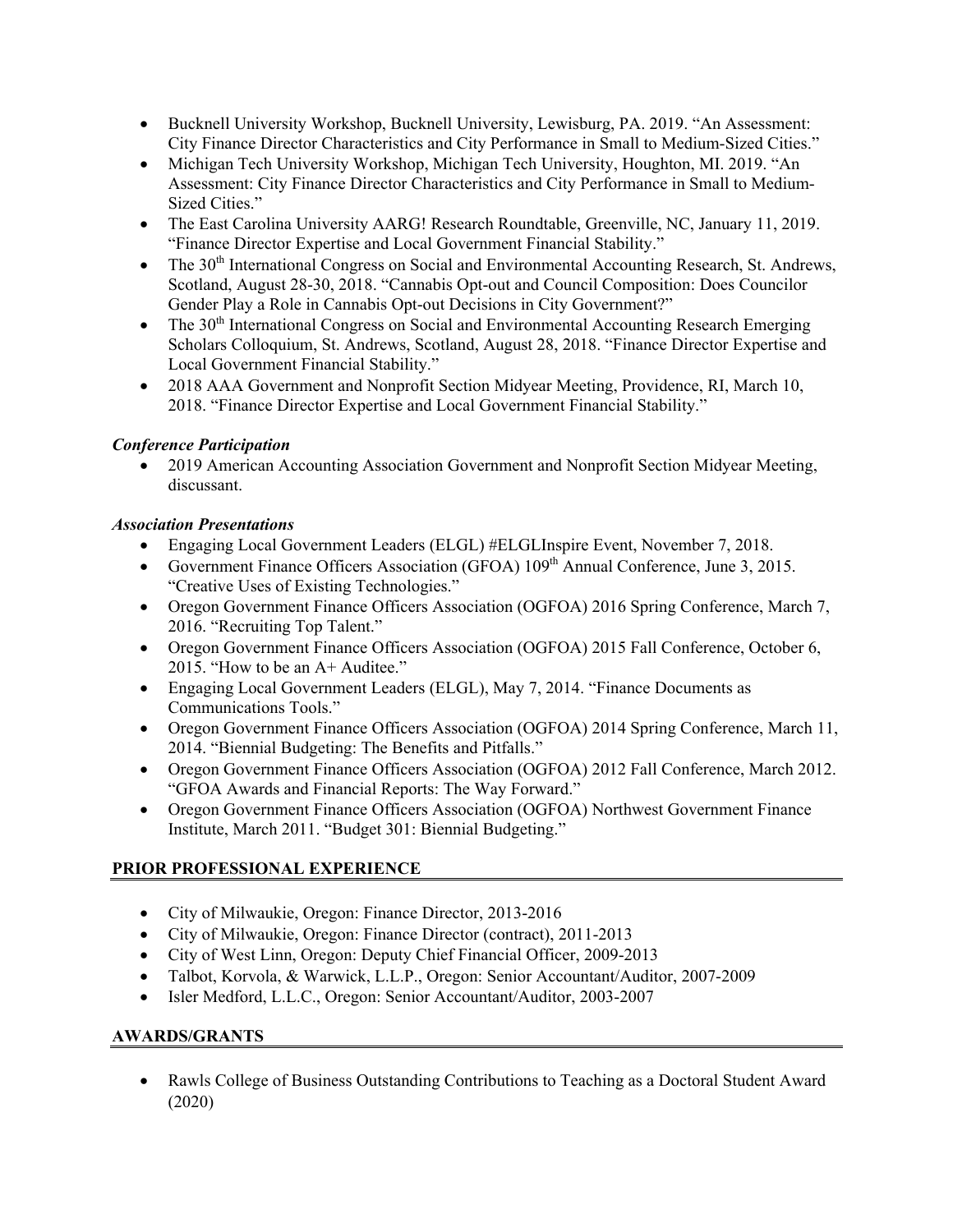- Bucknell University Workshop, Bucknell University, Lewisburg, PA. 2019. "An Assessment: City Finance Director Characteristics and City Performance in Small to Medium-Sized Cities."
- Michigan Tech University Workshop, Michigan Tech University, Houghton, MI. 2019. "An Assessment: City Finance Director Characteristics and City Performance in Small to Medium-Sized Cities."
- The East Carolina University AARG! Research Roundtable, Greenville, NC, January 11, 2019. "Finance Director Expertise and Local Government Financial Stability."
- The 30th International Congress on Social and Environmental Accounting Research, St. Andrews, Scotland, August 28-30, 2018. "Cannabis Opt-out and Council Composition: Does Councilor Gender Play a Role in Cannabis Opt-out Decisions in City Government?"
- The 30th International Congress on Social and Environmental Accounting Research Emerging Scholars Colloquium, St. Andrews, Scotland, August 28, 2018. "Finance Director Expertise and Local Government Financial Stability."
- 2018 AAA Government and Nonprofit Section Midyear Meeting, Providence, RI, March 10, 2018. "Finance Director Expertise and Local Government Financial Stability."

***Conference Participation***

- 2019 American Accounting Association Government and Nonprofit Section Midyear Meeting, discussant.

***Association Presentations***

- Engaging Local Government Leaders (ELGL) #ELGLInspire Event, November 7, 2018.
- Government Finance Officers Association (GFOA) 109th Annual Conference, June 3, 2015. "Creative Uses of Existing Technologies."
- Oregon Government Finance Officers Association (OGFOA) 2016 Spring Conference, March 7, 2016. "Recruiting Top Talent."
- Oregon Government Finance Officers Association (OGFOA) 2015 Fall Conference, October 6, 2015. "How to be an A+ Auditee."
- Engaging Local Government Leaders (ELGL), May 7, 2014. "Finance Documents as Communications Tools."
- Oregon Government Finance Officers Association (OGFOA) 2014 Spring Conference, March 11, 2014. "Biennial Budgeting: The Benefits and Pitfalls."
- Oregon Government Finance Officers Association (OGFOA) 2012 Fall Conference, March 2012. "GFOA Awards and Financial Reports: The Way Forward."
- Oregon Government Finance Officers Association (OGFOA) Northwest Government Finance Institute, March 2011. "Budget 301: Biennial Budgeting."

## PRIOR PROFESSIONAL EXPERIENCE

- City of Milwaukie, Oregon: Finance Director, 2013-2016
- City of Milwaukie, Oregon: Finance Director (contract), 2011-2013
- City of West Linn, Oregon: Deputy Chief Financial Officer, 2009-2013
- Talbot, Korvola, & Warwick, L.L.P., Oregon: Senior Accountant/Auditor, 2007-2009
- Isler Medford, L.L.C., Oregon: Senior Accountant/Auditor, 2003-2007

## AWARDS/GRANTS

- Rawls College of Business Outstanding Contributions to Teaching as a Doctoral Student Award (2020)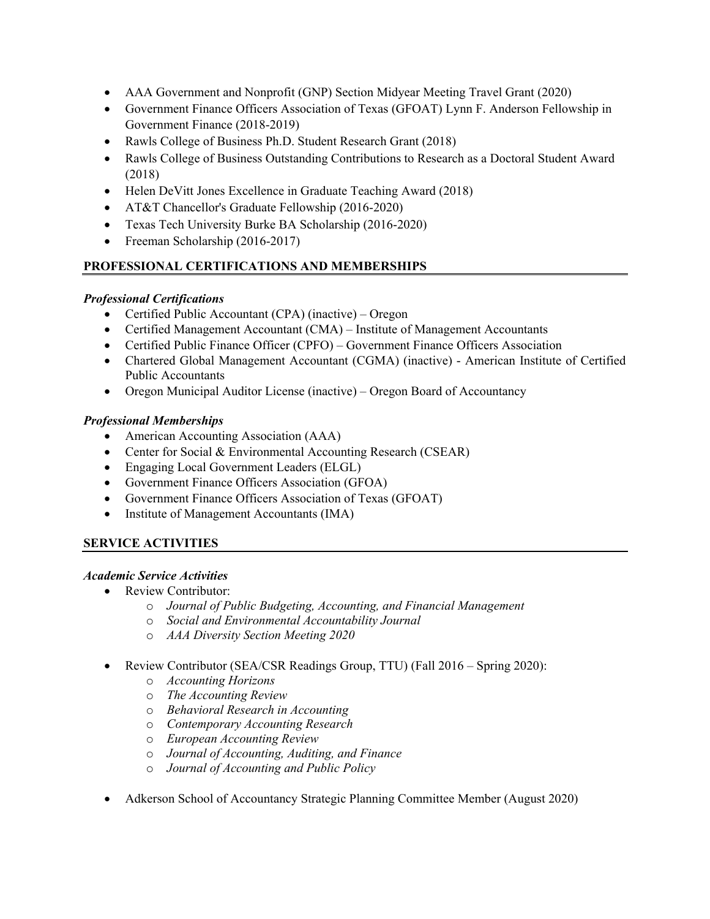- AAA Government and Nonprofit (GNP) Section Midyear Meeting Travel Grant (2020)
- Government Finance Officers Association of Texas (GFOAT) Lynn F. Anderson Fellowship in Government Finance (2018-2019)
- Rawls College of Business Ph.D. Student Research Grant (2018)
- Rawls College of Business Outstanding Contributions to Research as a Doctoral Student Award (2018)
- Helen DeVitt Jones Excellence in Graduate Teaching Award (2018)
- AT&T Chancellor's Graduate Fellowship (2016-2020)
- Texas Tech University Burke BA Scholarship (2016-2020)
- Freeman Scholarship (2016-2017)

## PROFESSIONAL CERTIFICATIONS AND MEMBERSHIPS

### *Professional Certifications*

- Certified Public Accountant (CPA) (inactive) – Oregon
- Certified Management Accountant (CMA) – Institute of Management Accountants
- Certified Public Finance Officer (CPFO) – Government Finance Officers Association
- Chartered Global Management Accountant (CGMA) (inactive) - American Institute of Certified Public Accountants
- Oregon Municipal Auditor License (inactive) – Oregon Board of Accountancy

### *Professional Memberships*

- American Accounting Association (AAA)
- Center for Social & Environmental Accounting Research (CSEAR)
- Engaging Local Government Leaders (ELGL)
- Government Finance Officers Association (GFOA)
- Government Finance Officers Association of Texas (GFOAT)
- Institute of Management Accountants (IMA)

## SERVICE ACTIVITIES

### *Academic Service Activities*

- Review Contributor:
  - *Journal of Public Budgeting, Accounting, and Financial Management*
  - *Social and Environmental Accountability Journal*
  - *AAA Diversity Section Meeting 2020*

- Review Contributor (SEA/CSR Readings Group, TTU) (Fall 2016 – Spring 2020):
  - *Accounting Horizons*
  - *The Accounting Review*
  - *Behavioral Research in Accounting*
  - *Contemporary Accounting Research*
  - *European Accounting Review*
  - *Journal of Accounting, Auditing, and Finance*
  - *Journal of Accounting and Public Policy*

- Adkerson School of Accountancy Strategic Planning Committee Member (August 2020)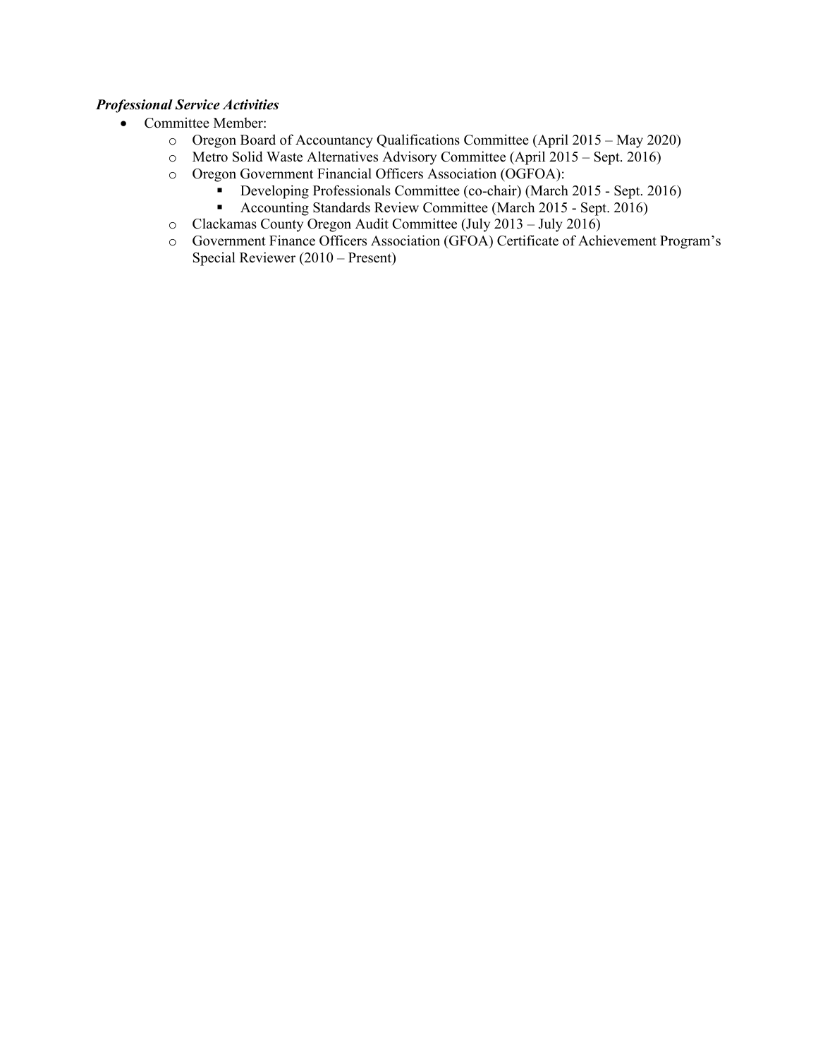***Professional Service Activities***

- Committee Member:
  - Oregon Board of Accountancy Qualifications Committee (April 2015 – May 2020)
  - Metro Solid Waste Alternatives Advisory Committee (April 2015 – Sept. 2016)
  - Oregon Government Financial Officers Association (OGFOA):
    - Developing Professionals Committee (co-chair) (March 2015 - Sept. 2016)
    - Accounting Standards Review Committee (March 2015 - Sept. 2016)
  - Clackamas County Oregon Audit Committee (July 2013 – July 2016)
  - Government Finance Officers Association (GFOA) Certificate of Achievement Program's Special Reviewer (2010 – Present)